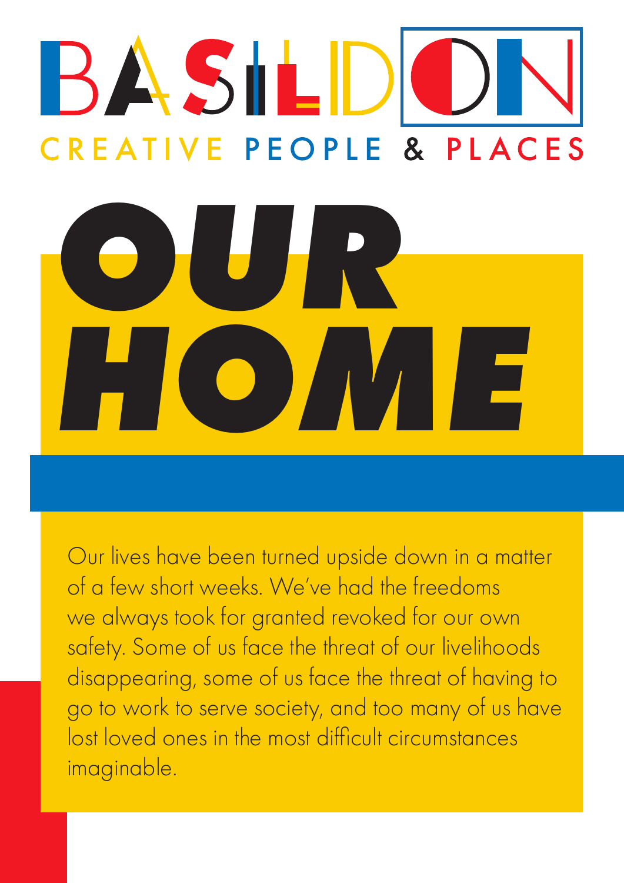# BASILDON

CREATIVE PEOPLE & PLACES

# OUR HOME

Our lives have been turned upside down in a matter of a few short weeks. We've had the freedoms we always took for granted revoked for our own safety. Some of us face the threat of our livelihoods disappearing, some of us face the threat of having to go to work to serve society, and too many of us have lost loved ones in the most difficult circumstances imaginable.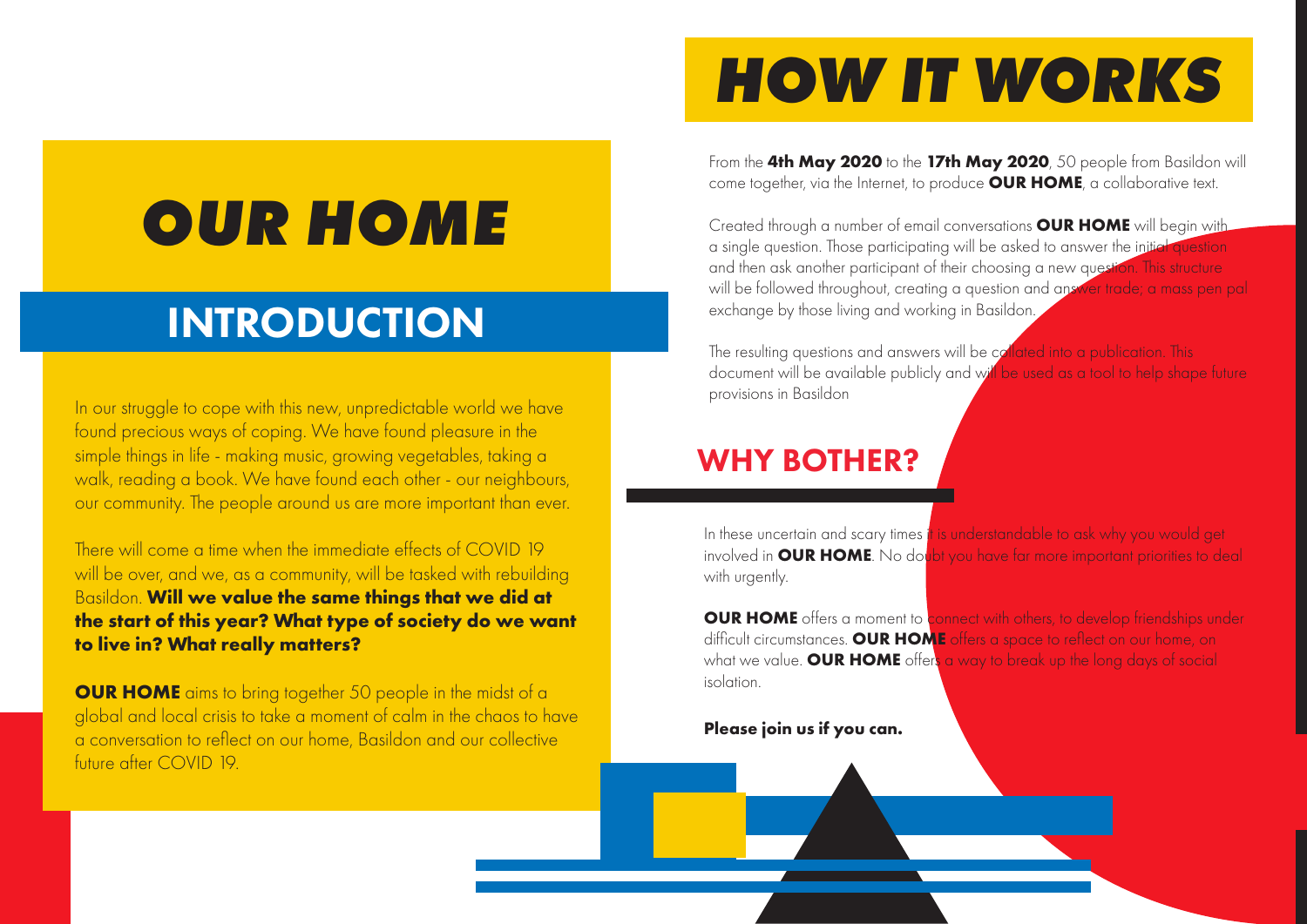# *OUR HOME*

## INTRODUCTION

In our struggle to cope with this new, unpredictable world we have found precious ways of coping. We have found pleasure in the simple things in life - making music, growing vegetables, taking a walk, reading a book. We have found each other - our neighbours, our community. The people around us are more important than ever.

There will come a time when the immediate effects of COVID 19 will be over, and we, as a community, will be tasked with rebuilding Basildon. **Will we value the same things that we did at the start of this year? What type of society do we want to live in? What really matters?**

**OUR HOME** aims to bring together 50 people in the midst of a global and local crisis to take a moment of calm in the chaos to have a conversation to reflect on our home, Basildon and our collective future after COVID 19.

# *HOW IT WORKS*

From the **4th May 2020** to the **17th May 2020**, 50 people from Basildon will come together, via the Internet, to produce **OUR HOME**, a collaborative text.

Created through a number of email conversations **OUR HOME** will begin with a single question. Those participating will be asked to answer the initial question and then ask another participant of their choosing a new question. This structure will be followed throughout, creating a question and answer trade; a mass pen pal exchange by those living and working in Basildon.

The resulting questions and answers will be collated into a publication. This document will be available publicly and will be used as a tool to help shape future provisions in Basildon

## WHY BOTHER?

In these uncertain and scary times it is understandable to ask why you would get involved in **OUR HOME**. No doubt you have far more important priorities to deal with urgently.

**OUR HOME** offers a moment to connect with others, to develop friendships under difficult circumstances. **OUR HOME** offers a space to reflect on our home, on what we value. **OUR HOME** offers a way to break up the long days of social isolation.

**Please join us if you can.**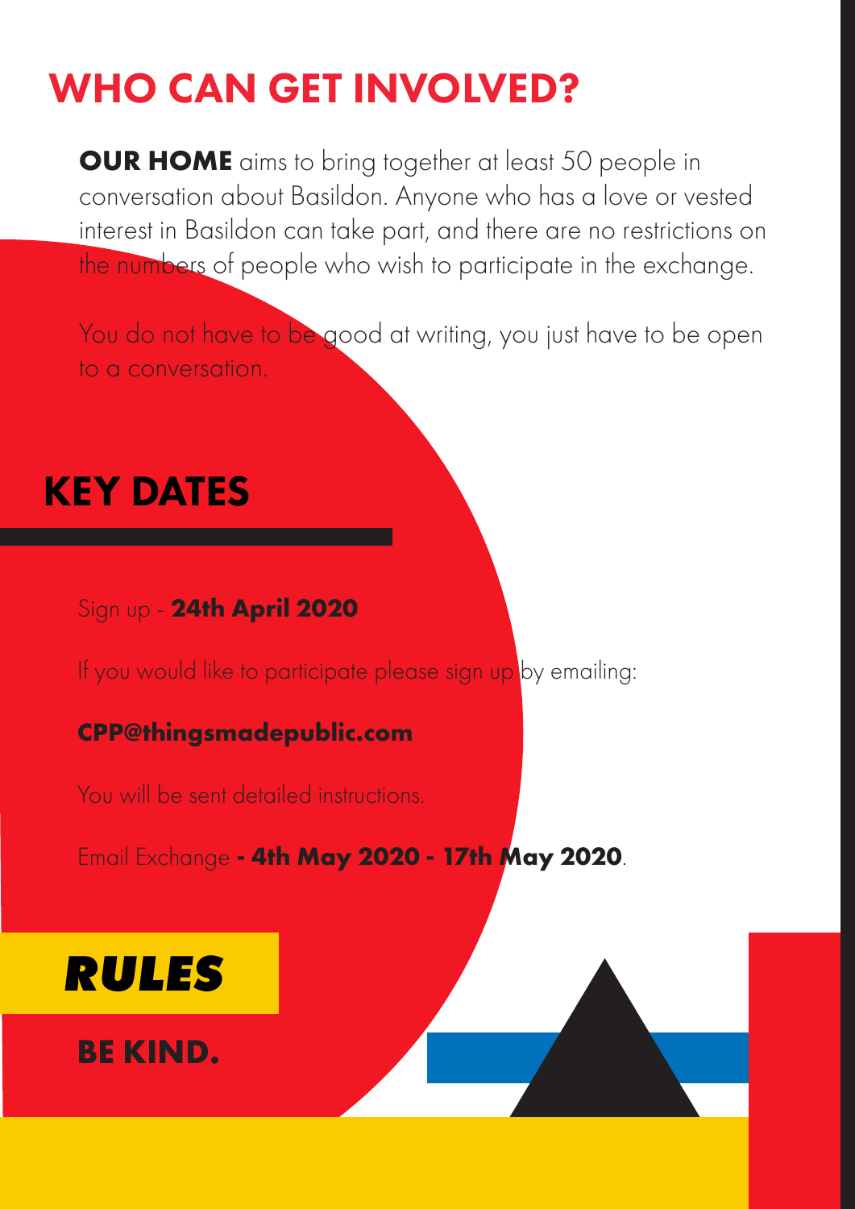# WHO CAN GET INVOLVED?

**OUR HOME** aims to bring together at least 50 people in conversation about Basildon. Anyone who has a love or vested interest in Basildon can take part, and there are no restrictions on the numbers of people who wish to participate in the exchange.

You do not have to be good at writing, you just have to be open to a conversation.

# KEY DATES

Sign up - **24th April 2020**

If you would like to participate please sign up by emailing:

**CPP@thingsmadepublic.com**

You will be sent detailed instructions.

Email Exchange **- 4th May 2020 - 17th May 2020**.

# *RULES*

**BE KIND.**